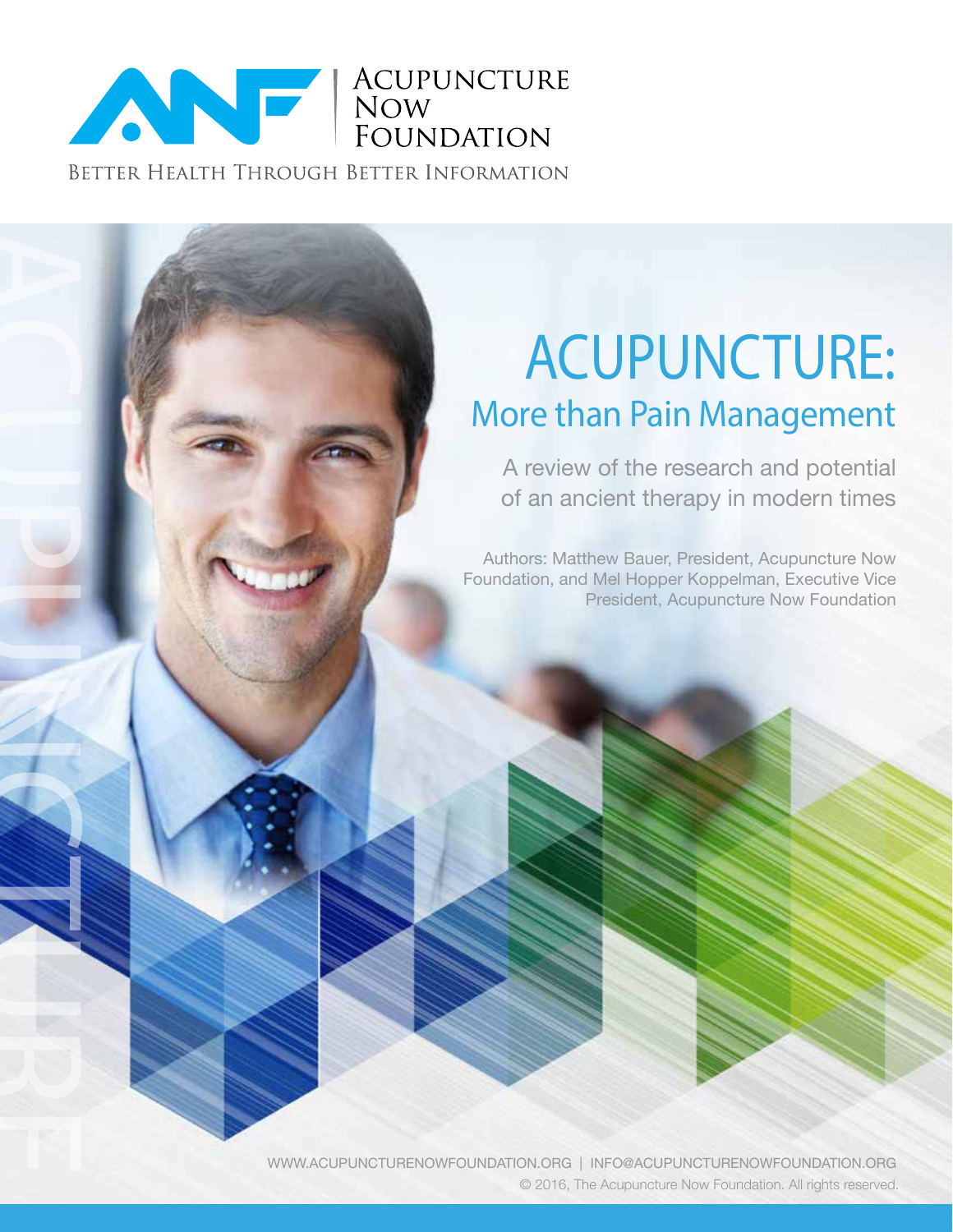Acupuncture Now Foundation

Better Health Through Better Information

# ACUPUNCTURE:

## More than Pain Management

A review of the research and potential of an ancient therapy in modern times

Authors: Matthew Bauer, President, Acupuncture Now Foundation, and Mel Hopper Koppelman, Executive Vice President, Acupuncture Now Foundation

WWW.ACUPUNCTURENOWFOUNDATION.ORG | INFO@ACUPUNCTURENOWFOUNDATION.ORG

© 2016, The Acupuncture Now Foundation. All rights reserved.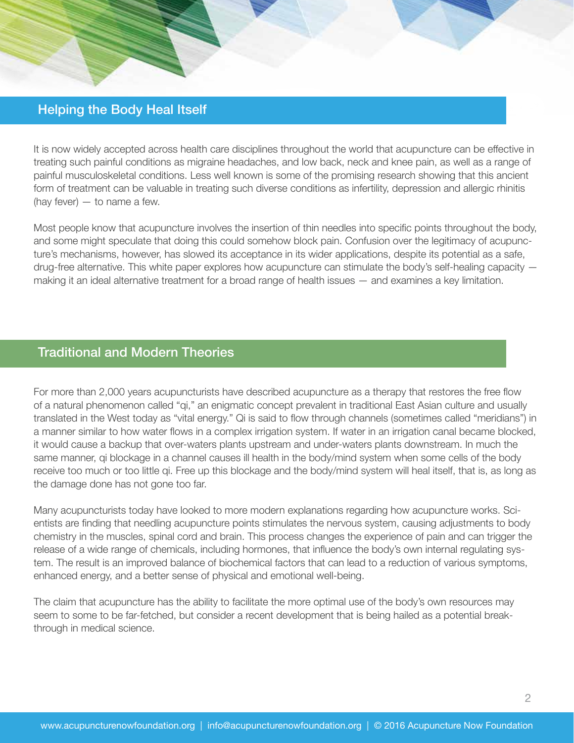## Helping the Body Heal Itself

It is now widely accepted across health care disciplines throughout the world that acupuncture can be effective in treating such painful conditions as migraine headaches, and low back, neck and knee pain, as well as a range of painful musculoskeletal conditions. Less well known is some of the promising research showing that this ancient form of treatment can be valuable in treating such diverse conditions as infertility, depression and allergic rhinitis (hay fever) — to name a few.

Most people know that acupuncture involves the insertion of thin needles into specific points throughout the body, and some might speculate that doing this could somehow block pain. Confusion over the legitimacy of acupuncture's mechanisms, however, has slowed its acceptance in its wider applications, despite its potential as a safe, drug-free alternative. This white paper explores how acupuncture can stimulate the body's self-healing capacity — making it an ideal alternative treatment for a broad range of health issues — and examines a key limitation.

## Traditional and Modern Theories

For more than 2,000 years acupuncturists have described acupuncture as a therapy that restores the free flow of a natural phenomenon called "qi," an enigmatic concept prevalent in traditional East Asian culture and usually translated in the West today as "vital energy." Qi is said to flow through channels (sometimes called "meridians") in a manner similar to how water flows in a complex irrigation system. If water in an irrigation canal became blocked, it would cause a backup that over-waters plants upstream and under-waters plants downstream. In much the same manner, qi blockage in a channel causes ill health in the body/mind system when some cells of the body receive too much or too little qi. Free up this blockage and the body/mind system will heal itself, that is, as long as the damage done has not gone too far.

Many acupuncturists today have looked to more modern explanations regarding how acupuncture works. Scientists are finding that needling acupuncture points stimulates the nervous system, causing adjustments to body chemistry in the muscles, spinal cord and brain. This process changes the experience of pain and can trigger the release of a wide range of chemicals, including hormones, that influence the body's own internal regulating system. The result is an improved balance of biochemical factors that can lead to a reduction of various symptoms, enhanced energy, and a better sense of physical and emotional well-being.

The claim that acupuncture has the ability to facilitate the more optimal use of the body's own resources may seem to some to be far-fetched, but consider a recent development that is being hailed as a potential breakthrough in medical science.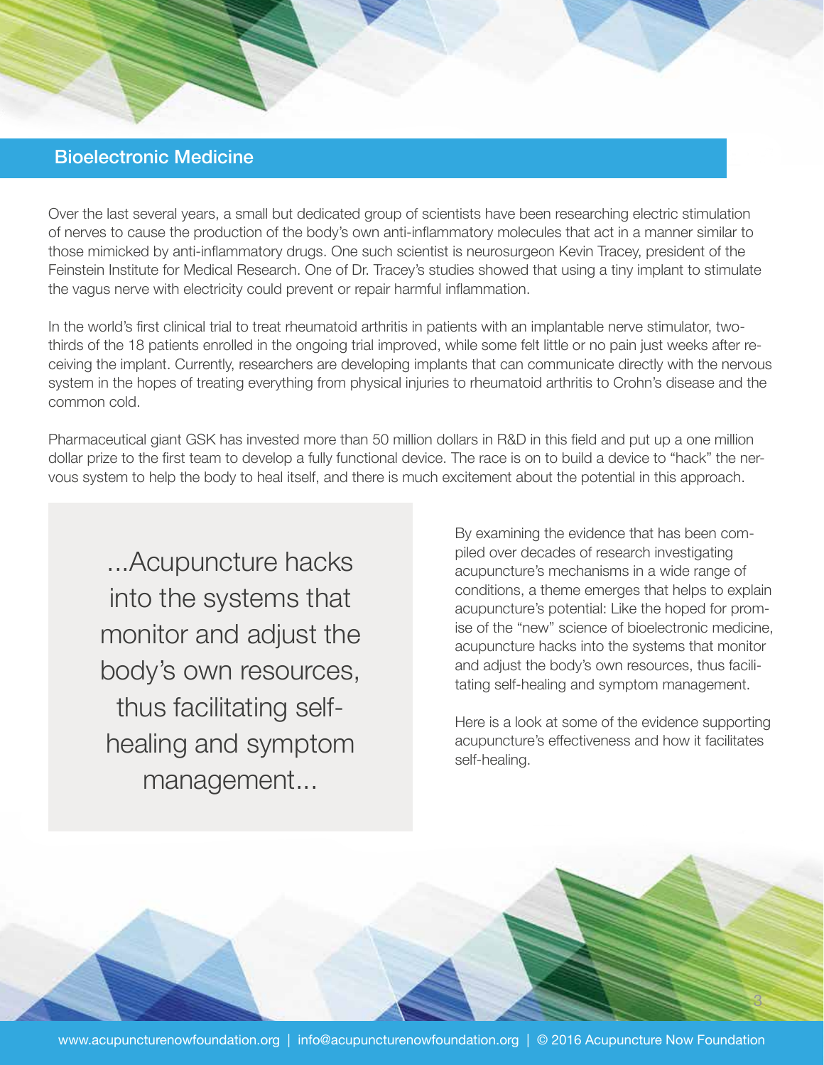## Bioelectronic Medicine

Over the last several years, a small but dedicated group of scientists have been researching electric stimulation of nerves to cause the production of the body's own anti-inflammatory molecules that act in a manner similar to those mimicked by anti-inflammatory drugs. One such scientist is neurosurgeon Kevin Tracey, president of the Feinstein Institute for Medical Research. One of Dr. Tracey's studies showed that using a tiny implant to stimulate the vagus nerve with electricity could prevent or repair harmful inflammation.

In the world's first clinical trial to treat rheumatoid arthritis in patients with an implantable nerve stimulator, two-thirds of the 18 patients enrolled in the ongoing trial improved, while some felt little or no pain just weeks after receiving the implant. Currently, researchers are developing implants that can communicate directly with the nervous system in the hopes of treating everything from physical injuries to rheumatoid arthritis to Crohn's disease and the common cold.

Pharmaceutical giant GSK has invested more than 50 million dollars in R&D in this field and put up a one million dollar prize to the first team to develop a fully functional device. The race is on to build a device to "hack" the nervous system to help the body to heal itself, and there is much excitement about the potential in this approach.

> ...Acupuncture hacks into the systems that monitor and adjust the body's own resources, thus facilitating self-healing and symptom management...

By examining the evidence that has been compiled over decades of research investigating acupuncture's mechanisms in a wide range of conditions, a theme emerges that helps to explain acupuncture's potential: Like the hoped for promise of the "new" science of bioelectronic medicine, acupuncture hacks into the systems that monitor and adjust the body's own resources, thus facilitating self-healing and symptom management.

Here is a look at some of the evidence supporting acupuncture's effectiveness and how it facilitates self-healing.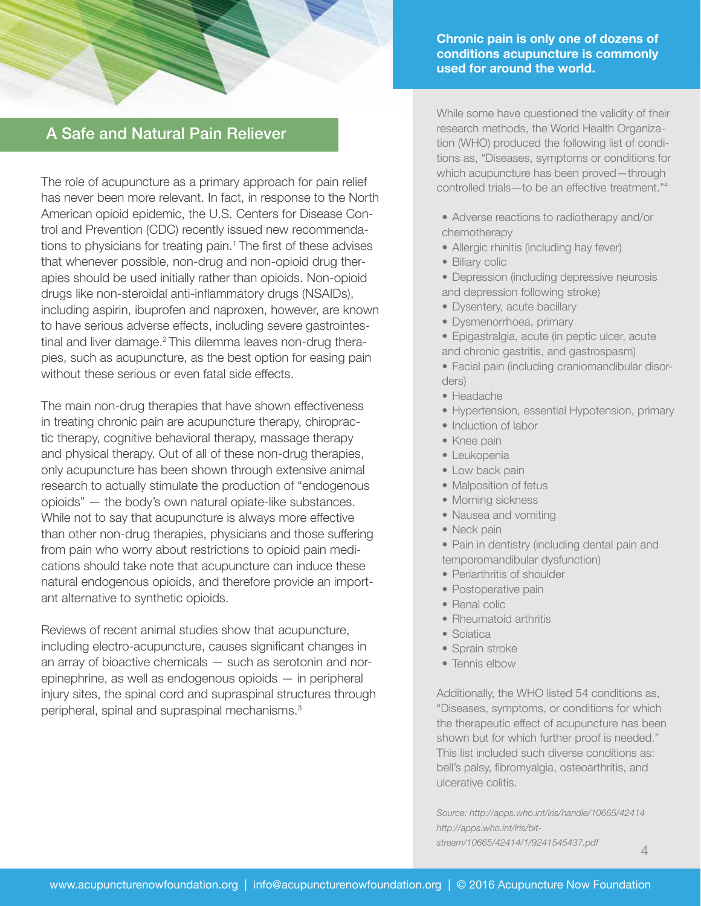## A Safe and Natural Pain Reliever

The role of acupuncture as a primary approach for pain relief has never been more relevant. In fact, in response to the North American opioid epidemic, the U.S. Centers for Disease Control and Prevention (CDC) recently issued new recommendations to physicians for treating pain.[1] The first of these advises that whenever possible, non-drug and non-opioid drug therapies should be used initially rather than opioids. Non-opioid drugs like non-steroidal anti-inflammatory drugs (NSAIDs), including aspirin, ibuprofen and naproxen, however, are known to have serious adverse effects, including severe gastrointestinal and liver damage.[2] This dilemma leaves non-drug therapies, such as acupuncture, as the best option for easing pain without these serious or even fatal side effects.

The main non-drug therapies that have shown effectiveness in treating chronic pain are acupuncture therapy, chiropractic therapy, cognitive behavioral therapy, massage therapy and physical therapy. Out of all of these non-drug therapies, only acupuncture has been shown through extensive animal research to actually stimulate the production of "endogenous opioids" — the body's own natural opiate-like substances. While not to say that acupuncture is always more effective than other non-drug therapies, physicians and those suffering from pain who worry about restrictions to opioid pain medications should take note that acupuncture can induce these natural endogenous opioids, and therefore provide an important alternative to synthetic opioids.

Reviews of recent animal studies show that acupuncture, including electro-acupuncture, causes significant changes in an array of bioactive chemicals — such as serotonin and norepinephrine, as well as endogenous opioids — in peripheral injury sites, the spinal cord and supraspinal structures through peripheral, spinal and supraspinal mechanisms.[3]

**Chronic pain is only one of dozens of conditions acupuncture is commonly used for around the world.**

While some have questioned the validity of their research methods, the World Health Organization (WHO) produced the following list of conditions as, "Diseases, symptoms or conditions for which acupuncture has been proved—through controlled trials—to be an effective treatment."[4]

- Adverse reactions to radiotherapy and/or chemotherapy
- Allergic rhinitis (including hay fever)
- Biliary colic
- Depression (including depressive neurosis and depression following stroke)
- Dysentery, acute bacillary
- Dysmenorrhoea, primary
- Epigastralgia, acute (in peptic ulcer, acute and chronic gastritis, and gastrospasm)
- Facial pain (including craniomandibular disorders)
- Headache
- Hypertension, essential Hypotension, primary
- Induction of labor
- Knee pain
- Leukopenia
- Low back pain
- Malposition of fetus
- Morning sickness
- Nausea and vomiting
- Neck pain
- Pain in dentistry (including dental pain and temporomandibular dysfunction)
- Periarthritis of shoulder
- Postoperative pain
- Renal colic
- Rheumatoid arthritis
- Sciatica
- Sprain stroke
- Tennis elbow

Additionally, the WHO listed 54 conditions as, "Diseases, symptoms, or conditions for which the therapeutic effect of acupuncture has been shown but for which further proof is needed." This list included such diverse conditions as: bell's palsy, fibromyalgia, osteoarthritis, and ulcerative colitis.

*Source: http://apps.who.int/iris/handle/10665/42414 http://apps.who.int/iris/bitstream/10665/42414/1/9241545437.pdf*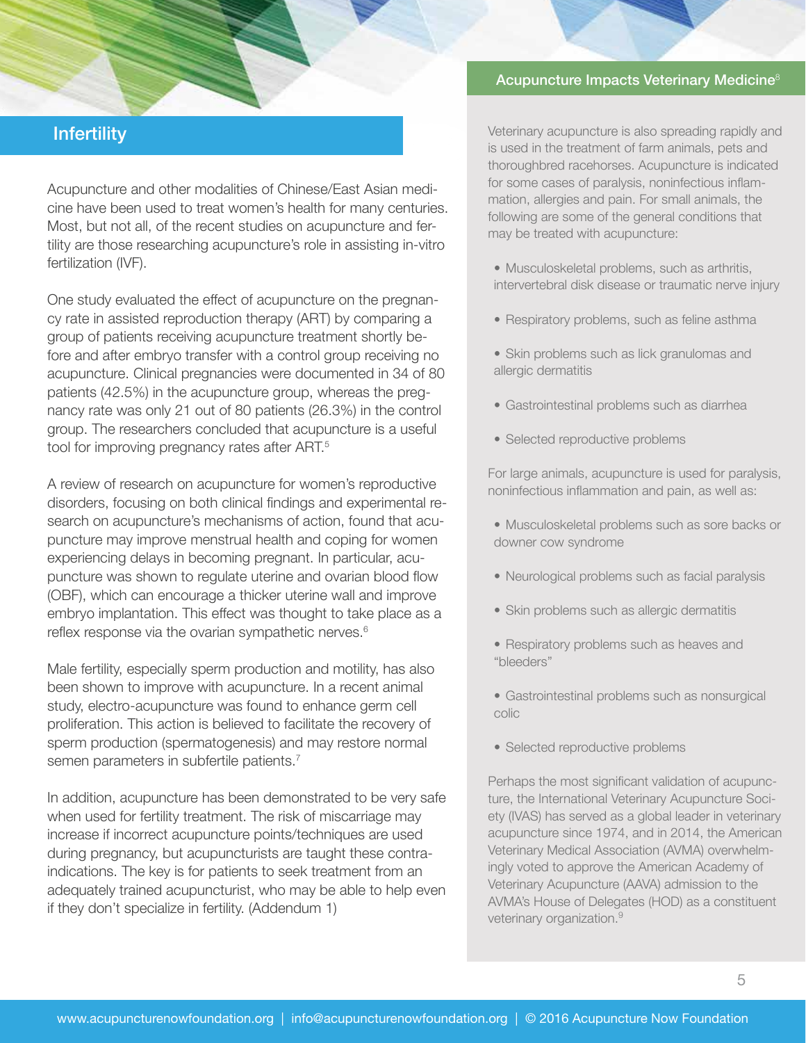## Infertility

Acupuncture and other modalities of Chinese/East Asian medicine have been used to treat women's health for many centuries. Most, but not all, of the recent studies on acupuncture and fertility are those researching acupuncture's role in assisting in-vitro fertilization (IVF).

One study evaluated the effect of acupuncture on the pregnancy rate in assisted reproduction therapy (ART) by comparing a group of patients receiving acupuncture treatment shortly before and after embryo transfer with a control group receiving no acupuncture. Clinical pregnancies were documented in 34 of 80 patients (42.5%) in the acupuncture group, whereas the pregnancy rate was only 21 out of 80 patients (26.3%) in the control group. The researchers concluded that acupuncture is a useful tool for improving pregnancy rates after ART.[5]

A review of research on acupuncture for women's reproductive disorders, focusing on both clinical findings and experimental research on acupuncture's mechanisms of action, found that acupuncture may improve menstrual health and coping for women experiencing delays in becoming pregnant. In particular, acupuncture was shown to regulate uterine and ovarian blood flow (OBF), which can encourage a thicker uterine wall and improve embryo implantation. This effect was thought to take place as a reflex response via the ovarian sympathetic nerves.[6]

Male fertility, especially sperm production and motility, has also been shown to improve with acupuncture. In a recent animal study, electro-acupuncture was found to enhance germ cell proliferation. This action is believed to facilitate the recovery of sperm production (spermatogenesis) and may restore normal semen parameters in subfertile patients.[7]

In addition, acupuncture has been demonstrated to be very safe when used for fertility treatment. The risk of miscarriage may increase if incorrect acupuncture points/techniques are used during pregnancy, but acupuncturists are taught these contraindications. The key is for patients to seek treatment from an adequately trained acupuncturist, who may be able to help even if they don't specialize in fertility. (Addendum 1)

### Acupuncture Impacts Veterinary Medicine[8]

Veterinary acupuncture is also spreading rapidly and is used in the treatment of farm animals, pets and thoroughbred racehorses. Acupuncture is indicated for some cases of paralysis, noninfectious inflammation, allergies and pain. For small animals, the following are some of the general conditions that may be treated with acupuncture:

- Musculoskeletal problems, such as arthritis, intervertebral disk disease or traumatic nerve injury
- Respiratory problems, such as feline asthma
- Skin problems such as lick granulomas and allergic dermatitis
- Gastrointestinal problems such as diarrhea
- Selected reproductive problems

For large animals, acupuncture is used for paralysis, noninfectious inflammation and pain, as well as:

- Musculoskeletal problems such as sore backs or downer cow syndrome
- Neurological problems such as facial paralysis
- Skin problems such as allergic dermatitis
- Respiratory problems such as heaves and "bleeders"
- Gastrointestinal problems such as nonsurgical colic
- Selected reproductive problems

Perhaps the most significant validation of acupuncture, the International Veterinary Acupuncture Society (IVAS) has served as a global leader in veterinary acupuncture since 1974, and in 2014, the American Veterinary Medical Association (AVMA) overwhelmingly voted to approve the American Academy of Veterinary Acupuncture (AAVA) admission to the AVMA's House of Delegates (HOD) as a constituent veterinary organization.[9]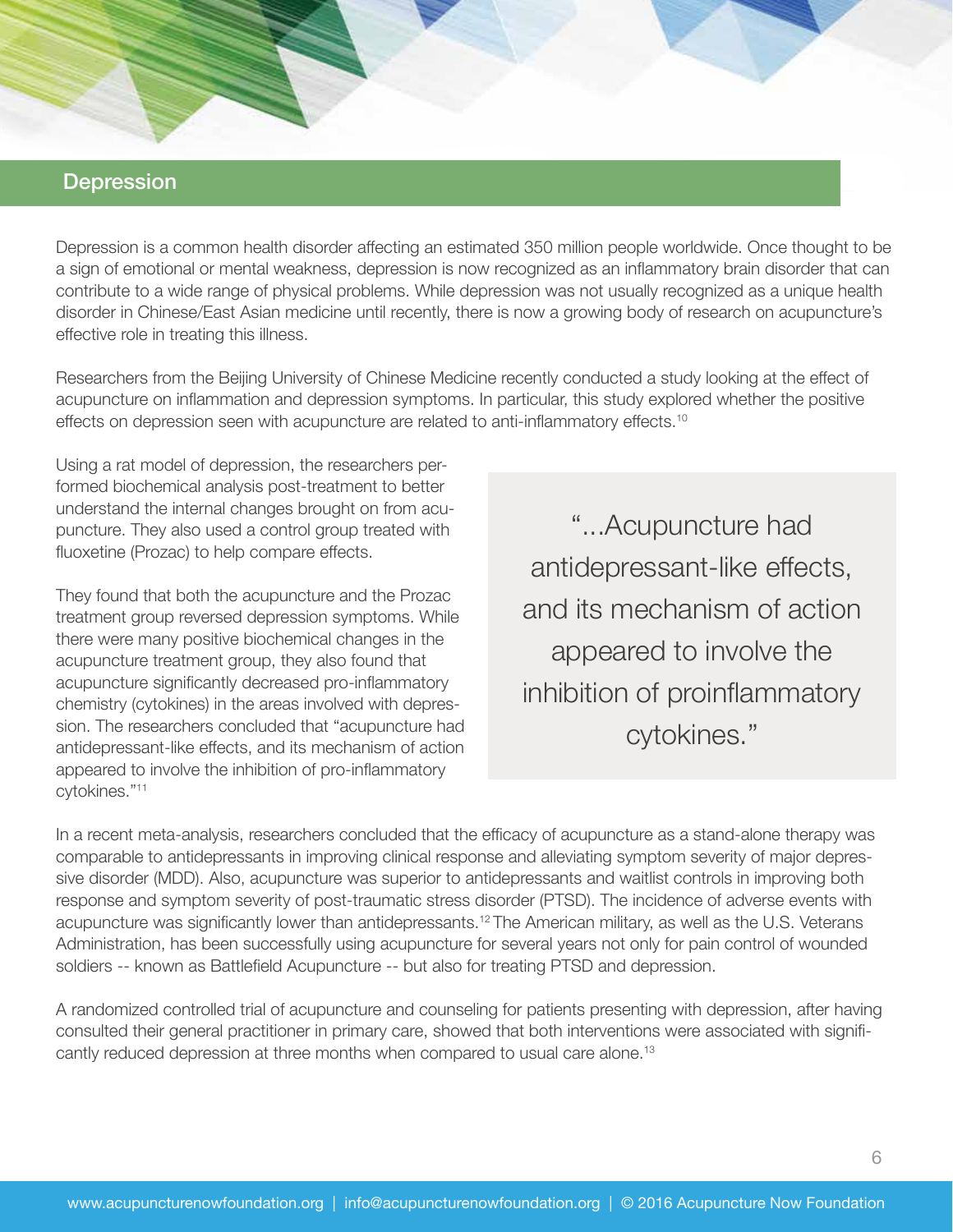## Depression

Depression is a common health disorder affecting an estimated 350 million people worldwide. Once thought to be a sign of emotional or mental weakness, depression is now recognized as an inflammatory brain disorder that can contribute to a wide range of physical problems. While depression was not usually recognized as a unique health disorder in Chinese/East Asian medicine until recently, there is now a growing body of research on acupuncture's effective role in treating this illness.

Researchers from the Beijing University of Chinese Medicine recently conducted a study looking at the effect of acupuncture on inflammation and depression symptoms. In particular, this study explored whether the positive effects on depression seen with acupuncture are related to anti-inflammatory effects.[10]

Using a rat model of depression, the researchers performed biochemical analysis post-treatment to better understand the internal changes brought on from acupuncture. They also used a control group treated with fluoxetine (Prozac) to help compare effects.

They found that both the acupuncture and the Prozac treatment group reversed depression symptoms. While there were many positive biochemical changes in the acupuncture treatment group, they also found that acupuncture significantly decreased pro-inflammatory chemistry (cytokines) in the areas involved with depression. The researchers concluded that "acupuncture had antidepressant-like effects, and its mechanism of action appeared to involve the inhibition of pro-inflammatory cytokines."[11]

> "...Acupuncture had antidepressant-like effects, and its mechanism of action appeared to involve the inhibition of proinflammatory cytokines."

In a recent meta-analysis, researchers concluded that the efficacy of acupuncture as a stand-alone therapy was comparable to antidepressants in improving clinical response and alleviating symptom severity of major depressive disorder (MDD). Also, acupuncture was superior to antidepressants and waitlist controls in improving both response and symptom severity of post-traumatic stress disorder (PTSD). The incidence of adverse events with acupuncture was significantly lower than antidepressants.[12] The American military, as well as the U.S. Veterans Administration, has been successfully using acupuncture for several years not only for pain control of wounded soldiers -- known as Battlefield Acupuncture -- but also for treating PTSD and depression.

A randomized controlled trial of acupuncture and counseling for patients presenting with depression, after having consulted their general practitioner in primary care, showed that both interventions were associated with significantly reduced depression at three months when compared to usual care alone.[13]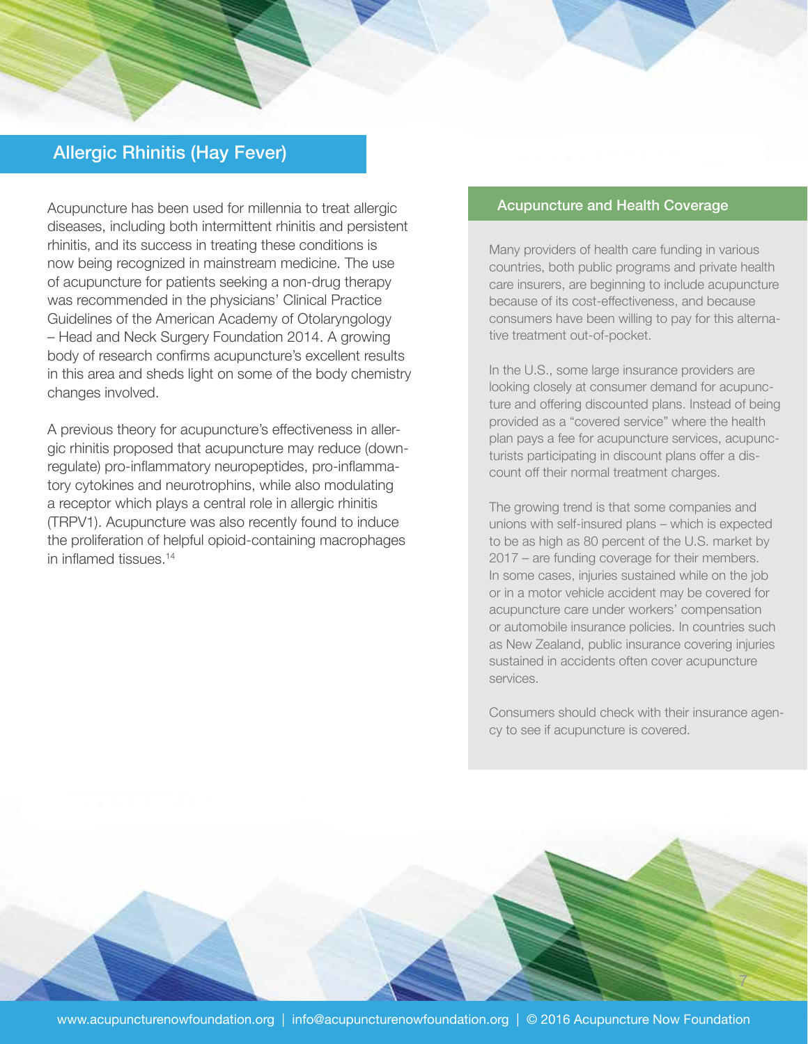## Allergic Rhinitis (Hay Fever)

Acupuncture has been used for millennia to treat allergic diseases, including both intermittent rhinitis and persistent rhinitis, and its success in treating these conditions is now being recognized in mainstream medicine. The use of acupuncture for patients seeking a non-drug therapy was recommended in the physicians' Clinical Practice Guidelines of the American Academy of Otolaryngology – Head and Neck Surgery Foundation 2014. A growing body of research confirms acupuncture's excellent results in this area and sheds light on some of the body chemistry changes involved.

A previous theory for acupuncture's effectiveness in allergic rhinitis proposed that acupuncture may reduce (down-regulate) pro-inflammatory neuropeptides, pro-inflammatory cytokines and neurotrophins, while also modulating a receptor which plays a central role in allergic rhinitis (TRPV1). Acupuncture was also recently found to induce the proliferation of helpful opioid-containing macrophages in inflamed tissues.[14]

### Acupuncture and Health Coverage

Many providers of health care funding in various countries, both public programs and private health care insurers, are beginning to include acupuncture because of its cost-effectiveness, and because consumers have been willing to pay for this alternative treatment out-of-pocket.

In the U.S., some large insurance providers are looking closely at consumer demand for acupuncture and offering discounted plans. Instead of being provided as a "covered service" where the health plan pays a fee for acupuncture services, acupuncturists participating in discount plans offer a discount off their normal treatment charges.

The growing trend is that some companies and unions with self-insured plans – which is expected to be as high as 80 percent of the U.S. market by 2017 – are funding coverage for their members. In some cases, injuries sustained while on the job or in a motor vehicle accident may be covered for acupuncture care under workers' compensation or automobile insurance policies. In countries such as New Zealand, public insurance covering injuries sustained in accidents often cover acupuncture services.

Consumers should check with their insurance agency to see if acupuncture is covered.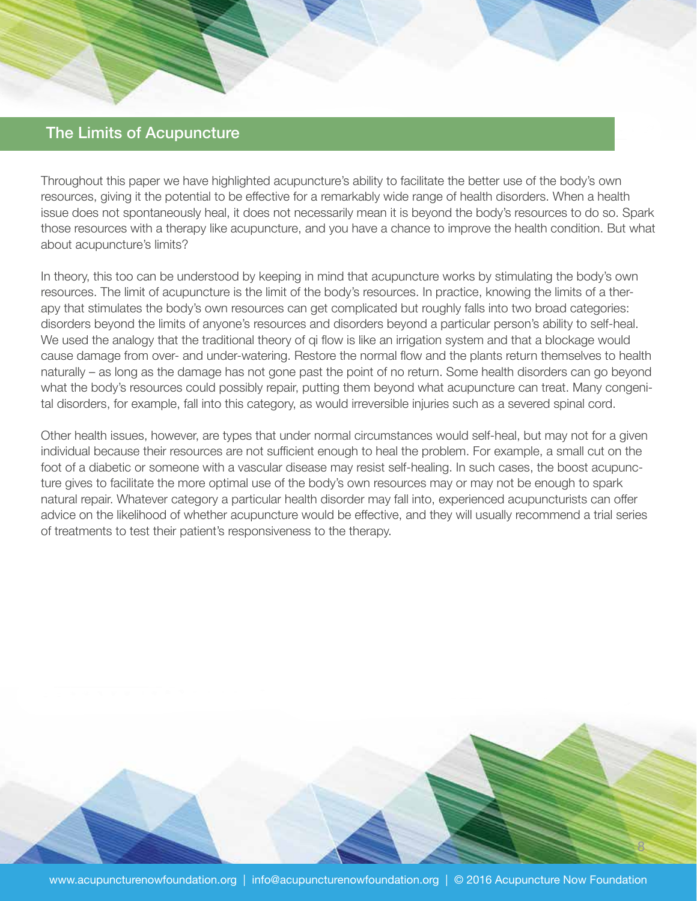## The Limits of Acupuncture

Throughout this paper we have highlighted acupuncture's ability to facilitate the better use of the body's own resources, giving it the potential to be effective for a remarkably wide range of health disorders. When a health issue does not spontaneously heal, it does not necessarily mean it is beyond the body's resources to do so. Spark those resources with a therapy like acupuncture, and you have a chance to improve the health condition. But what about acupuncture's limits?

In theory, this too can be understood by keeping in mind that acupuncture works by stimulating the body's own resources. The limit of acupuncture is the limit of the body's resources. In practice, knowing the limits of a therapy that stimulates the body's own resources can get complicated but roughly falls into two broad categories: disorders beyond the limits of anyone's resources and disorders beyond a particular person's ability to self-heal. We used the analogy that the traditional theory of qi flow is like an irrigation system and that a blockage would cause damage from over- and under-watering. Restore the normal flow and the plants return themselves to health naturally – as long as the damage has not gone past the point of no return. Some health disorders can go beyond what the body's resources could possibly repair, putting them beyond what acupuncture can treat. Many congenital disorders, for example, fall into this category, as would irreversible injuries such as a severed spinal cord.

Other health issues, however, are types that under normal circumstances would self-heal, but may not for a given individual because their resources are not sufficient enough to heal the problem. For example, a small cut on the foot of a diabetic or someone with a vascular disease may resist self-healing. In such cases, the boost acupuncture gives to facilitate the more optimal use of the body's own resources may or may not be enough to spark natural repair. Whatever category a particular health disorder may fall into, experienced acupuncturists can offer advice on the likelihood of whether acupuncture would be effective, and they will usually recommend a trial series of treatments to test their patient's responsiveness to the therapy.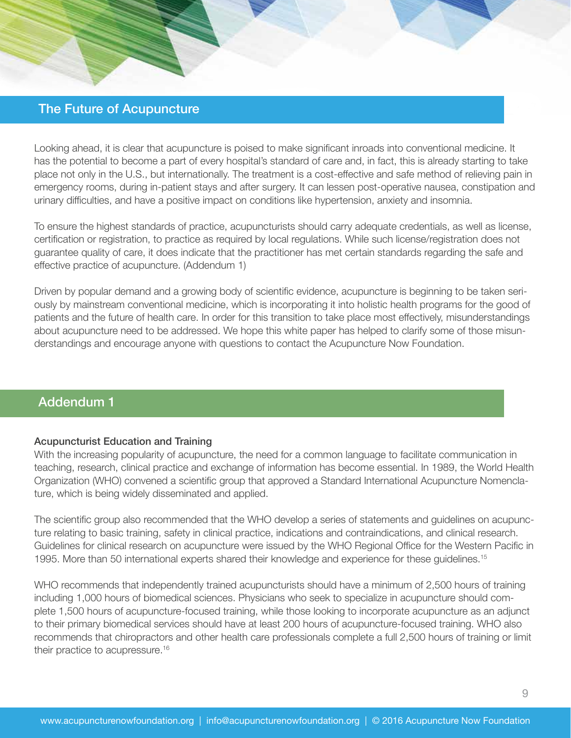## The Future of Acupuncture

Looking ahead, it is clear that acupuncture is poised to make significant inroads into conventional medicine. It has the potential to become a part of every hospital's standard of care and, in fact, this is already starting to take place not only in the U.S., but internationally. The treatment is a cost-effective and safe method of relieving pain in emergency rooms, during in-patient stays and after surgery. It can lessen post-operative nausea, constipation and urinary difficulties, and have a positive impact on conditions like hypertension, anxiety and insomnia.

To ensure the highest standards of practice, acupuncturists should carry adequate credentials, as well as license, certification or registration, to practice as required by local regulations. While such license/registration does not guarantee quality of care, it does indicate that the practitioner has met certain standards regarding the safe and effective practice of acupuncture. (Addendum 1)

Driven by popular demand and a growing body of scientific evidence, acupuncture is beginning to be taken seriously by mainstream conventional medicine, which is incorporating it into holistic health programs for the good of patients and the future of health care. In order for this transition to take place most effectively, misunderstandings about acupuncture need to be addressed. We hope this white paper has helped to clarify some of those misunderstandings and encourage anyone with questions to contact the Acupuncture Now Foundation.

## Addendum 1

### Acupuncturist Education and Training

With the increasing popularity of acupuncture, the need for a common language to facilitate communication in teaching, research, clinical practice and exchange of information has become essential. In 1989, the World Health Organization (WHO) convened a scientific group that approved a Standard International Acupuncture Nomenclature, which is being widely disseminated and applied.

The scientific group also recommended that the WHO develop a series of statements and guidelines on acupuncture relating to basic training, safety in clinical practice, indications and contraindications, and clinical research. Guidelines for clinical research on acupuncture were issued by the WHO Regional Office for the Western Pacific in 1995. More than 50 international experts shared their knowledge and experience for these guidelines.[15]

WHO recommends that independently trained acupuncturists should have a minimum of 2,500 hours of training including 1,000 hours of biomedical sciences. Physicians who seek to specialize in acupuncture should complete 1,500 hours of acupuncture-focused training, while those looking to incorporate acupuncture as an adjunct to their primary biomedical services should have at least 200 hours of acupuncture-focused training. WHO also recommends that chiropractors and other health care professionals complete a full 2,500 hours of training or limit their practice to acupressure.[16]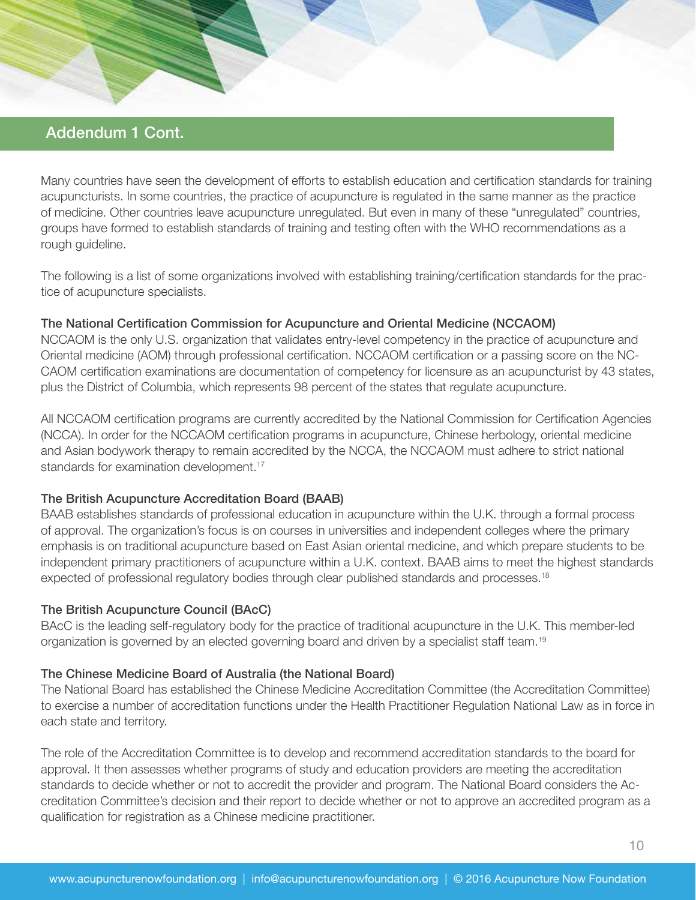## Addendum 1 Cont.

Many countries have seen the development of efforts to establish education and certification standards for training acupuncturists. In some countries, the practice of acupuncture is regulated in the same manner as the practice of medicine. Other countries leave acupuncture unregulated. But even in many of these "unregulated" countries, groups have formed to establish standards of training and testing often with the WHO recommendations as a rough guideline.

The following is a list of some organizations involved with establishing training/certification standards for the practice of acupuncture specialists.

**The National Certification Commission for Acupuncture and Oriental Medicine (NCCAOM)**
NCCAOM is the only U.S. organization that validates entry-level competency in the practice of acupuncture and Oriental medicine (AOM) through professional certification. NCCAOM certification or a passing score on the NCCAOM certification examinations are documentation of competency for licensure as an acupuncturist by 43 states, plus the District of Columbia, which represents 98 percent of the states that regulate acupuncture.

All NCCAOM certification programs are currently accredited by the National Commission for Certification Agencies (NCCA). In order for the NCCAOM certification programs in acupuncture, Chinese herbology, oriental medicine and Asian bodywork therapy to remain accredited by the NCCA, the NCCAOM must adhere to strict national standards for examination development.[17]

**The British Acupuncture Accreditation Board (BAAB)**
BAAB establishes standards of professional education in acupuncture within the U.K. through a formal process of approval. The organization's focus is on courses in universities and independent colleges where the primary emphasis is on traditional acupuncture based on East Asian oriental medicine, and which prepare students to be independent primary practitioners of acupuncture within a U.K. context. BAAB aims to meet the highest standards expected of professional regulatory bodies through clear published standards and processes.[18]

**The British Acupuncture Council (BAcC)**
BAcC is the leading self-regulatory body for the practice of traditional acupuncture in the U.K. This member-led organization is governed by an elected governing board and driven by a specialist staff team.[19]

**The Chinese Medicine Board of Australia (the National Board)**
The National Board has established the Chinese Medicine Accreditation Committee (the Accreditation Committee) to exercise a number of accreditation functions under the Health Practitioner Regulation National Law as in force in each state and territory.

The role of the Accreditation Committee is to develop and recommend accreditation standards to the board for approval. It then assesses whether programs of study and education providers are meeting the accreditation standards to decide whether or not to accredit the provider and program. The National Board considers the Accreditation Committee's decision and their report to decide whether or not to approve an accredited program as a qualification for registration as a Chinese medicine practitioner.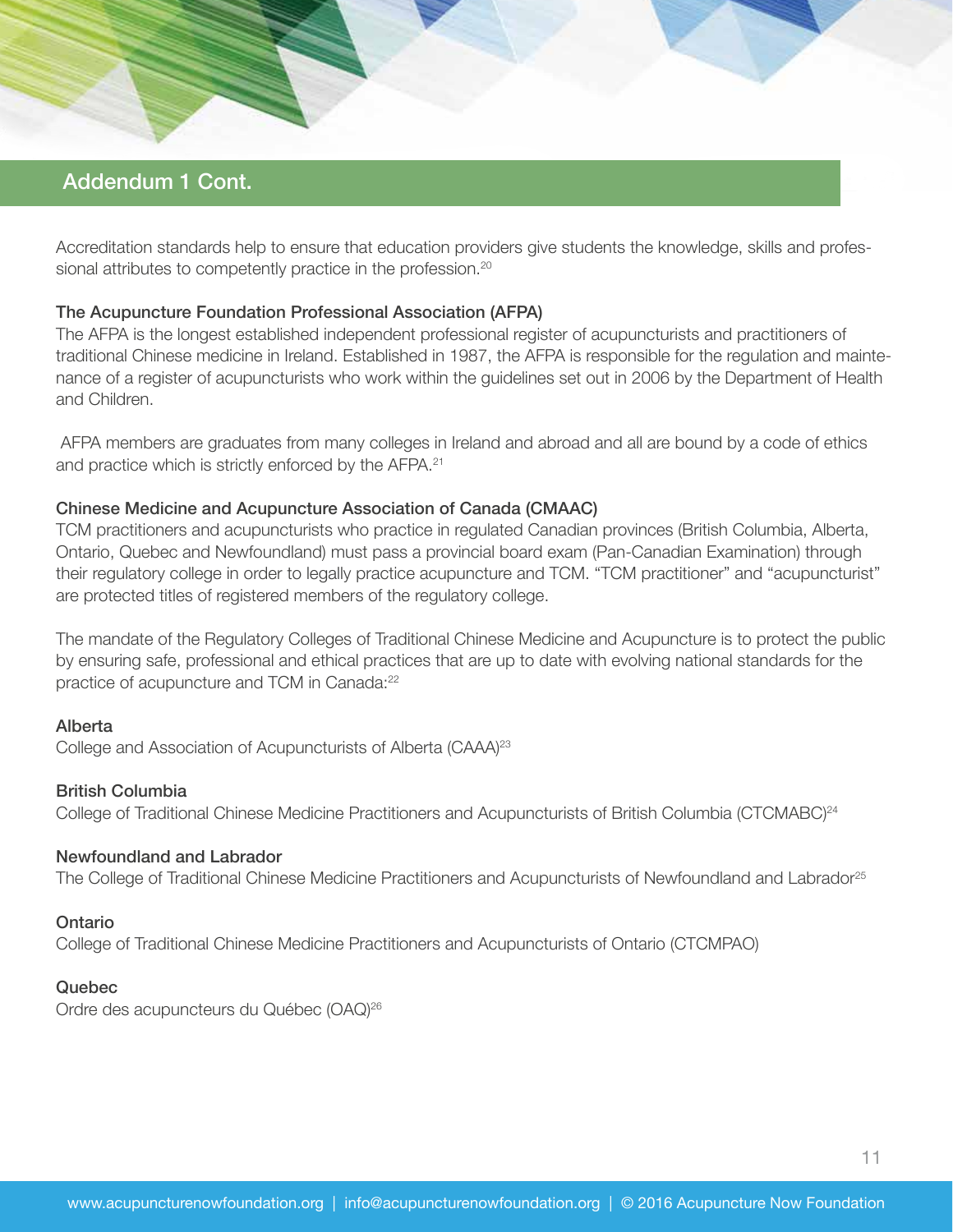## Addendum 1 Cont.

Accreditation standards help to ensure that education providers give students the knowledge, skills and professional attributes to competently practice in the profession.[20]

**The Acupuncture Foundation Professional Association (AFPA)**

The AFPA is the longest established independent professional register of acupuncturists and practitioners of traditional Chinese medicine in Ireland. Established in 1987, the AFPA is responsible for the regulation and maintenance of a register of acupuncturists who work within the guidelines set out in 2006 by the Department of Health and Children.

AFPA members are graduates from many colleges in Ireland and abroad and all are bound by a code of ethics and practice which is strictly enforced by the AFPA.[21]

**Chinese Medicine and Acupuncture Association of Canada (CMAAC)**

TCM practitioners and acupuncturists who practice in regulated Canadian provinces (British Columbia, Alberta, Ontario, Quebec and Newfoundland) must pass a provincial board exam (Pan-Canadian Examination) through their regulatory college in order to legally practice acupuncture and TCM. "TCM practitioner" and "acupuncturist" are protected titles of registered members of the regulatory college.

The mandate of the Regulatory Colleges of Traditional Chinese Medicine and Acupuncture is to protect the public by ensuring safe, professional and ethical practices that are up to date with evolving national standards for the practice of acupuncture and TCM in Canada:[22]

**Alberta**
College and Association of Acupuncturists of Alberta (CAAA)[23]

**British Columbia**
College of Traditional Chinese Medicine Practitioners and Acupuncturists of British Columbia (CTCMABC)[24]

**Newfoundland and Labrador**
The College of Traditional Chinese Medicine Practitioners and Acupuncturists of Newfoundland and Labrador[25]

**Ontario**
College of Traditional Chinese Medicine Practitioners and Acupuncturists of Ontario (CTCMPAO)

**Quebec**
Ordre des acupuncteurs du Québec (OAQ)[26]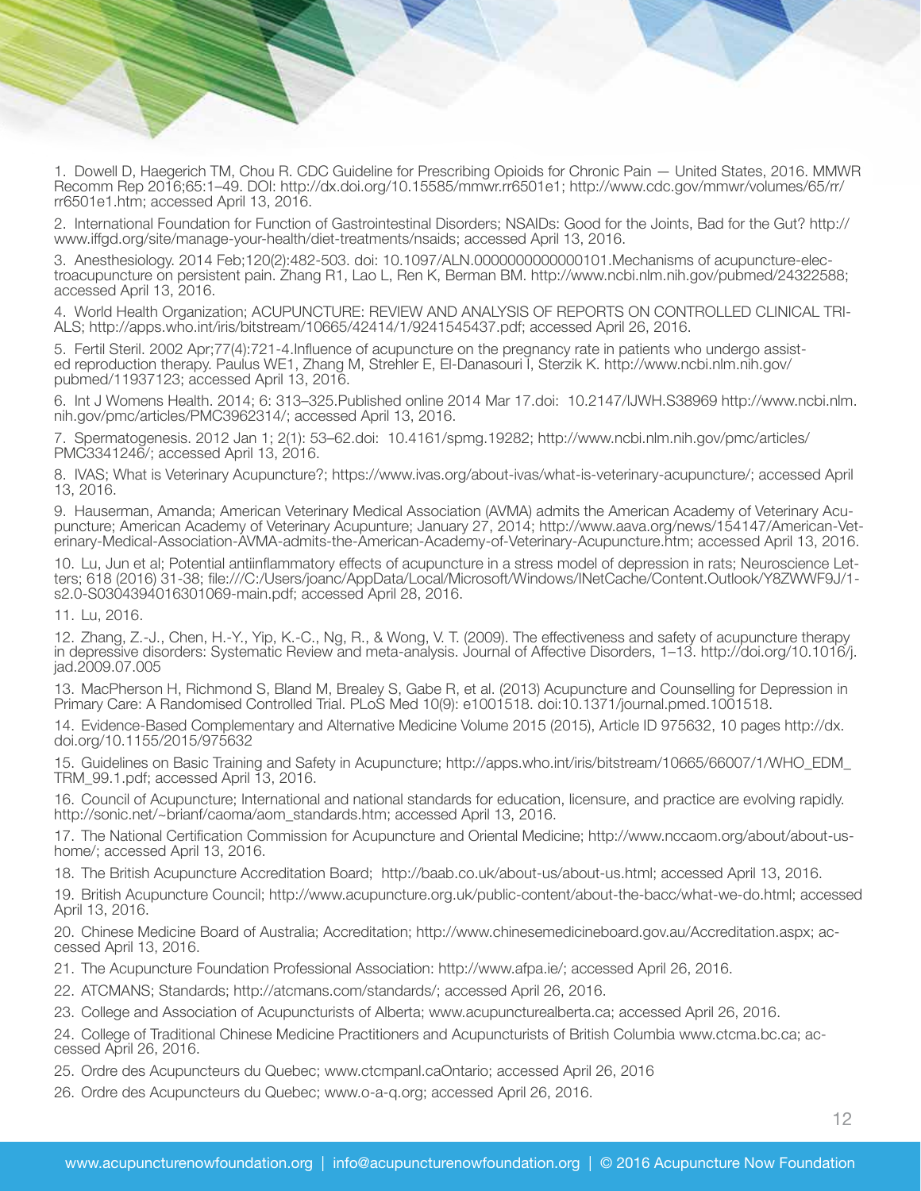1. Dowell D, Haegerich TM, Chou R. CDC Guideline for Prescribing Opioids for Chronic Pain — United States, 2016. MMWR Recomm Rep 2016;65:1–49. DOI: http://dx.doi.org/10.15585/mmwr.rr6501e1; http://www.cdc.gov/mmwr/volumes/65/rr/rr6501e1.htm; accessed April 13, 2016.

2. International Foundation for Function of Gastrointestinal Disorders; NSAIDs: Good for the Joints, Bad for the Gut? http://www.iffgd.org/site/manage-your-health/diet-treatments/nsaids; accessed April 13, 2016.

3. Anesthesiology. 2014 Feb;120(2):482-503. doi: 10.1097/ALN.0000000000000101.Mechanisms of acupuncture-electroacupuncture on persistent pain. Zhang R1, Lao L, Ren K, Berman BM. http://www.ncbi.nlm.nih.gov/pubmed/24322588; accessed April 13, 2016.

4. World Health Organization; ACUPUNCTURE: REVIEW AND ANALYSIS OF REPORTS ON CONTROLLED CLINICAL TRIALS; http://apps.who.int/iris/bitstream/10665/42414/1/9241545437.pdf; accessed April 26, 2016.

5. Fertil Steril. 2002 Apr;77(4):721-4.Influence of acupuncture on the pregnancy rate in patients who undergo assisted reproduction therapy. Paulus WE1, Zhang M, Strehler E, El-Danasouri I, Sterzik K. http://www.ncbi.nlm.nih.gov/pubmed/11937123; accessed April 13, 2016.

6. Int J Womens Health. 2014; 6: 313–325.Published online 2014 Mar 17.doi: 10.2147/IJWH.S38969 http://www.ncbi.nlm.nih.gov/pmc/articles/PMC3962314/; accessed April 13, 2016.

7. Spermatogenesis. 2012 Jan 1; 2(1): 53–62.doi: 10.4161/spmg.19282; http://www.ncbi.nlm.nih.gov/pmc/articles/PMC3341246/; accessed April 13, 2016.

8. IVAS; What is Veterinary Acupuncture?; https://www.ivas.org/about-ivas/what-is-veterinary-acupuncture/; accessed April 13, 2016.

9. Hauserman, Amanda; American Veterinary Medical Association (AVMA) admits the American Academy of Veterinary Acupuncture; American Academy of Veterinary Acupunture; January 27, 2014; http://www.aava.org/news/154147/American-Veterinary-Medical-Association-AVMA-admits-the-American-Academy-of-Veterinary-Acupuncture.htm; accessed April 13, 2016.

10. Lu, Jun et al; Potential antiinflammatory effects of acupuncture in a stress model of depression in rats; Neuroscience Letters; 618 (2016) 31-38; file:///C:/Users/joanc/AppData/Local/Microsoft/Windows/INetCache/Content.Outlook/Y8ZWWF9J/1-s2.0-S0304394016301069-main.pdf; accessed April 28, 2016.

11. Lu, 2016.

12. Zhang, Z.-J., Chen, H.-Y., Yip, K.-C., Ng, R., & Wong, V. T. (2009). The effectiveness and safety of acupuncture therapy in depressive disorders: Systematic Review and meta-analysis. Journal of Affective Disorders, 1–13. http://doi.org/10.1016/j.jad.2009.07.005

13. MacPherson H, Richmond S, Bland M, Brealey S, Gabe R, et al. (2013) Acupuncture and Counselling for Depression in Primary Care: A Randomised Controlled Trial. PLoS Med 10(9): e1001518. doi:10.1371/journal.pmed.1001518.

14. Evidence-Based Complementary and Alternative Medicine Volume 2015 (2015), Article ID 975632, 10 pages http://dx.doi.org/10.1155/2015/975632

15. Guidelines on Basic Training and Safety in Acupuncture; http://apps.who.int/iris/bitstream/10665/66007/1/WHO_EDM_TRM_99.1.pdf; accessed April 13, 2016.

16. Council of Acupuncture; International and national standards for education, licensure, and practice are evolving rapidly. http://sonic.net/~brianf/caoma/aom_standards.htm; accessed April 13, 2016.

17. The National Certification Commission for Acupuncture and Oriental Medicine; http://www.nccaom.org/about/about-us-home/; accessed April 13, 2016.

18. The British Acupuncture Accreditation Board; http://baab.co.uk/about-us/about-us.html; accessed April 13, 2016.

19. British Acupuncture Council; http://www.acupuncture.org.uk/public-content/about-the-bacc/what-we-do.html; accessed April 13, 2016.

20. Chinese Medicine Board of Australia; Accreditation; http://www.chinesemedicineboard.gov.au/Accreditation.aspx; accessed April 13, 2016.

21. The Acupuncture Foundation Professional Association: http://www.afpa.ie/; accessed April 26, 2016.

22. ATCMANS; Standards; http://atcmans.com/standards/; accessed April 26, 2016.

23. College and Association of Acupuncturists of Alberta; www.acupuncturealberta.ca; accessed April 26, 2016.

24. College of Traditional Chinese Medicine Practitioners and Acupuncturists of British Columbia www.ctcma.bc.ca; accessed April 26, 2016.

25. Ordre des Acupuncteurs du Quebec; www.ctcmpanl.caOntario; accessed April 26, 2016

26. Ordre des Acupuncteurs du Quebec; www.o-a-q.org; accessed April 26, 2016.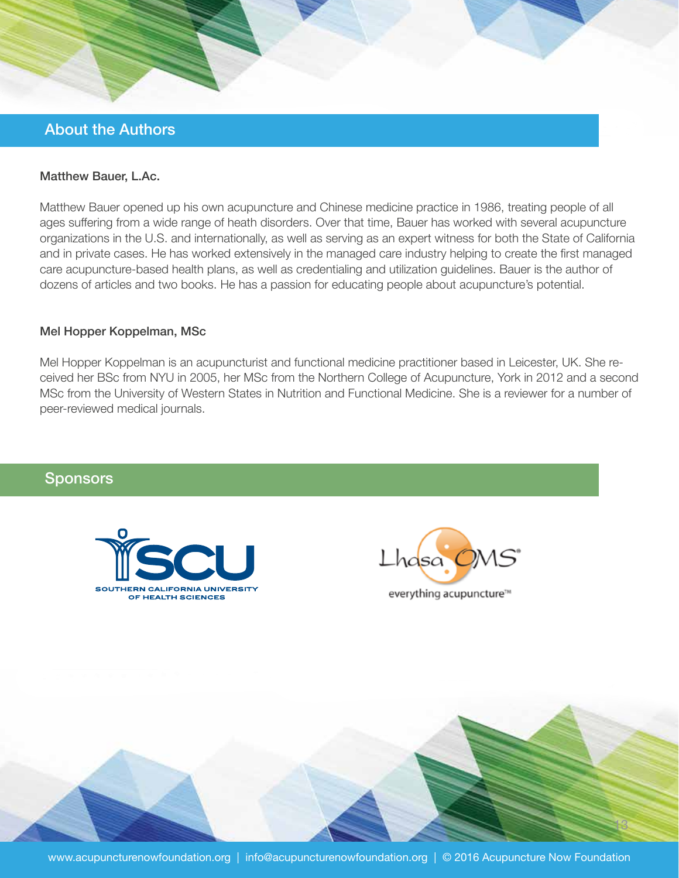## About the Authors

**Matthew Bauer, L.Ac.**

Matthew Bauer opened up his own acupuncture and Chinese medicine practice in 1986, treating people of all ages suffering from a wide range of heath disorders. Over that time, Bauer has worked with several acupuncture organizations in the U.S. and internationally, as well as serving as an expert witness for both the State of California and in private cases. He has worked extensively in the managed care industry helping to create the first managed care acupuncture-based health plans, as well as credentialing and utilization guidelines. Bauer is the author of dozens of articles and two books. He has a passion for educating people about acupuncture's potential.

**Mel Hopper Koppelman, MSc**

Mel Hopper Koppelman is an acupuncturist and functional medicine practitioner based in Leicester, UK. She received her BSc from NYU in 2005, her MSc from the Northern College of Acupuncture, York in 2012 and a second MSc from the University of Western States in Nutrition and Functional Medicine. She is a reviewer for a number of peer-reviewed medical journals.

## Sponsors

SCU
SOUTHERN CALIFORNIA UNIVERSITY OF HEALTH SCIENCES

Lhasa OMS®
everything acupuncture™

www.acupuncturenowfoundation.org | info@acupuncturenowfoundation.org | © 2016 Acupuncture Now Foundation